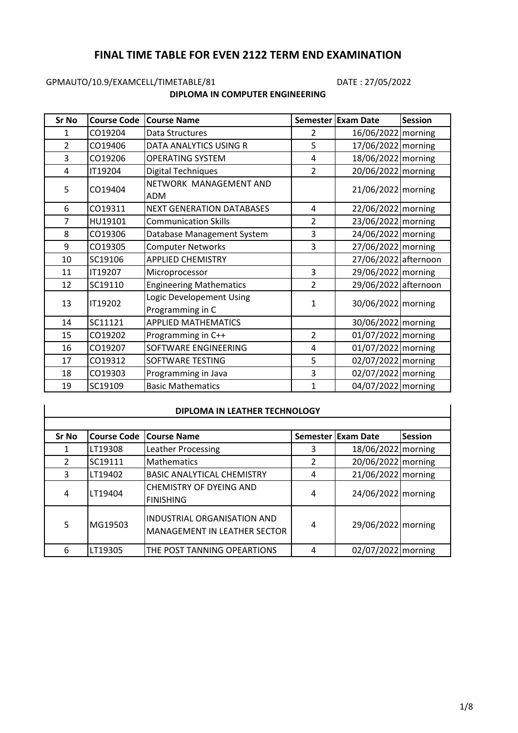# FINAL TIME TABLE FOR EVEN 2122 TERM END EXAMINATION

GPMAUTO/10.9/EXAMCELL/TIMETABLE/81 DATE : 27/05/2022

**DIPLOMA IN COMPUTER ENGINEERING**

| Sr No | Course Code | Course Name | Semester | Exam Date | Session |
|---|---|---|---|---|---|
| 1 | CO19204 | Data Structures | 2 | 16/06/2022 | morning |
| 2 | CO19406 | DATA ANALYTICS USING R | 5 | 17/06/2022 | morning |
| 3 | CO19206 | OPERATING SYSTEM | 4 | 18/06/2022 | morning |
| 4 | IT19204 | Digital Techniques | 2 | 20/06/2022 | morning |
| 5 | CO19404 | NETWORK MANAGEMENT AND ADM | | 21/06/2022 | morning |
| 6 | CO19311 | NEXT GENERATION DATABASES | 4 | 22/06/2022 | morning |
| 7 | HU19101 | Communication Skills | 2 | 23/06/2022 | morning |
| 8 | CO19306 | Database Management System | 3 | 24/06/2022 | morning |
| 9 | CO19305 | Computer Networks | 3 | 27/06/2022 | morning |
| 10 | SC19106 | APPLIED CHEMISTRY | | 27/06/2022 | afternoon |
| 11 | IT19207 | Microprocessor | 3 | 29/06/2022 | morning |
| 12 | SC19110 | Engineering Mathematics | 2 | 29/06/2022 | afternoon |
| 13 | IT19202 | Logic Developement Using Programming in C | 1 | 30/06/2022 | morning |
| 14 | SC11121 | APPLIED MATHEMATICS | | 30/06/2022 | morning |
| 15 | CO19202 | Programming in C++ | 2 | 01/07/2022 | morning |
| 16 | CO19207 | SOFTWARE ENGINEERING | 4 | 01/07/2022 | morning |
| 17 | CO19312 | SOFTWARE TESTING | 5 | 02/07/2022 | morning |
| 18 | CO19303 | Programming in Java | 3 | 02/07/2022 | morning |
| 19 | SC19109 | Basic Mathematics | 1 | 04/07/2022 | morning |

**DIPLOMA IN LEATHER TECHNOLOGY**

| Sr No | Course Code | Course Name | Semester | Exam Date | Session |
|---|---|---|---|---|---|
| 1 | LT19308 | Leather Processing | 3 | 18/06/2022 | morning |
| 2 | SC19111 | Mathematics | 2 | 20/06/2022 | morning |
| 3 | LT19402 | BASIC ANALYTICAL CHEMISTRY | 4 | 21/06/2022 | morning |
| 4 | LT19404 | CHEMISTRY OF DYEING AND FINISHING | 4 | 24/06/2022 | morning |
| 5 | MG19503 | INDUSTRIAL ORGANISATION AND MANAGEMENT IN LEATHER SECTOR | 4 | 29/06/2022 | morning |
| 6 | LT19305 | THE POST TANNING OPEARTIONS | 4 | 02/07/2022 | morning |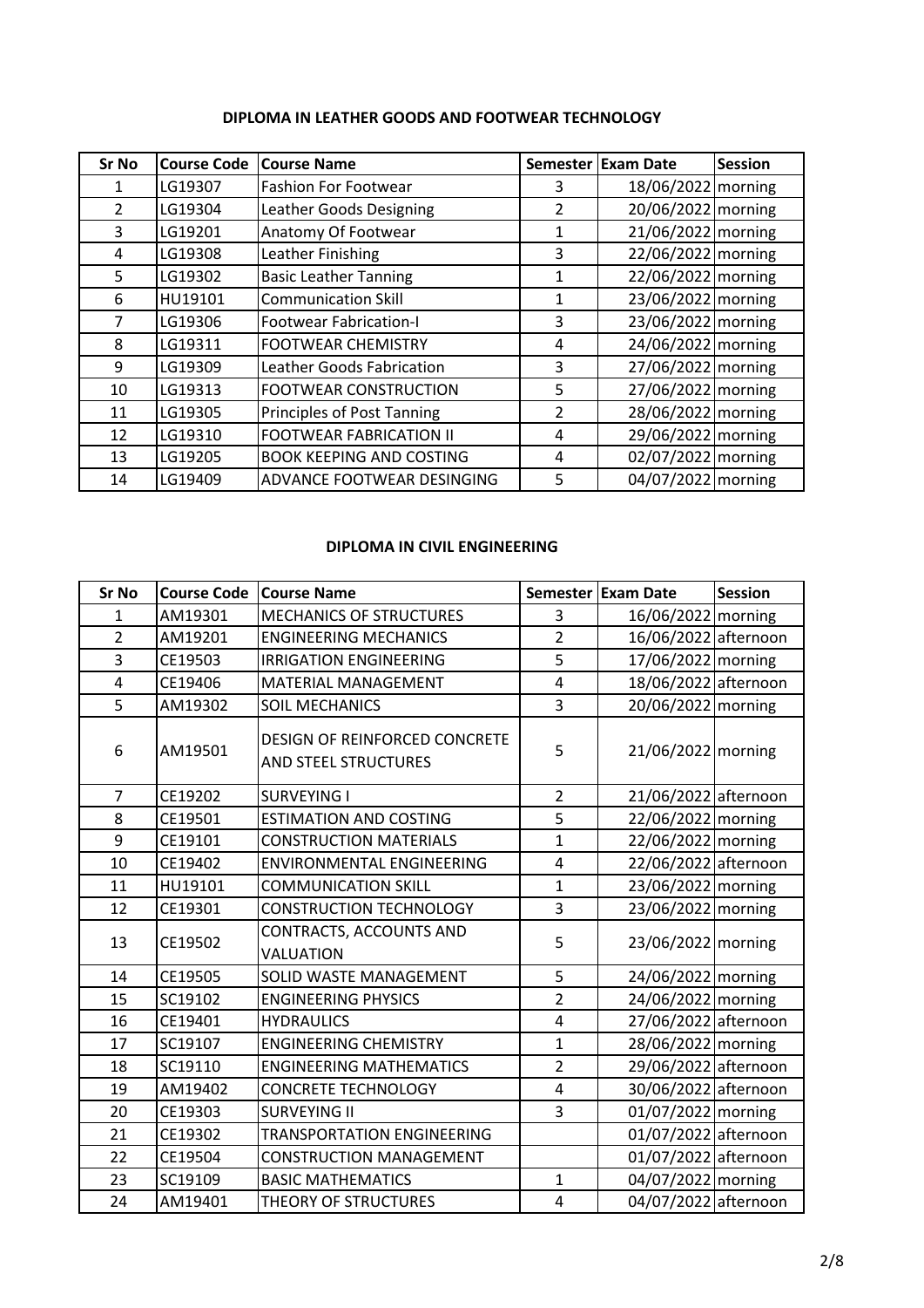## DIPLOMA IN LEATHER GOODS AND FOOTWEAR TECHNOLOGY

| Sr No | Course Code | Course Name | Semester | Exam Date | Session |
|---|---|---|---|---|---|
| 1 | LG19307 | Fashion For Footwear | 3 | 18/06/2022 | morning |
| 2 | LG19304 | Leather Goods Designing | 2 | 20/06/2022 | morning |
| 3 | LG19201 | Anatomy Of Footwear | 1 | 21/06/2022 | morning |
| 4 | LG19308 | Leather Finishing | 3 | 22/06/2022 | morning |
| 5 | LG19302 | Basic Leather Tanning | 1 | 22/06/2022 | morning |
| 6 | HU19101 | Communication Skill | 1 | 23/06/2022 | morning |
| 7 | LG19306 | Footwear Fabrication-I | 3 | 23/06/2022 | morning |
| 8 | LG19311 | FOOTWEAR CHEMISTRY | 4 | 24/06/2022 | morning |
| 9 | LG19309 | Leather Goods Fabrication | 3 | 27/06/2022 | morning |
| 10 | LG19313 | FOOTWEAR CONSTRUCTION | 5 | 27/06/2022 | morning |
| 11 | LG19305 | Principles of Post Tanning | 2 | 28/06/2022 | morning |
| 12 | LG19310 | FOOTWEAR FABRICATION II | 4 | 29/06/2022 | morning |
| 13 | LG19205 | BOOK KEEPING AND COSTING | 4 | 02/07/2022 | morning |
| 14 | LG19409 | ADVANCE FOOTWEAR DESINGING | 5 | 04/07/2022 | morning |

## DIPLOMA IN CIVIL ENGINEERING

| Sr No | Course Code | Course Name | Semester | Exam Date | Session |
|---|---|---|---|---|---|
| 1 | AM19301 | MECHANICS OF STRUCTURES | 3 | 16/06/2022 | morning |
| 2 | AM19201 | ENGINEERING MECHANICS | 2 | 16/06/2022 | afternoon |
| 3 | CE19503 | IRRIGATION ENGINEERING | 5 | 17/06/2022 | morning |
| 4 | CE19406 | MATERIAL MANAGEMENT | 4 | 18/06/2022 | afternoon |
| 5 | AM19302 | SOIL MECHANICS | 3 | 20/06/2022 | morning |
| 6 | AM19501 | DESIGN OF REINFORCED CONCRETE AND STEEL STRUCTURES | 5 | 21/06/2022 | morning |
| 7 | CE19202 | SURVEYING I | 2 | 21/06/2022 | afternoon |
| 8 | CE19501 | ESTIMATION AND COSTING | 5 | 22/06/2022 | morning |
| 9 | CE19101 | CONSTRUCTION MATERIALS | 1 | 22/06/2022 | morning |
| 10 | CE19402 | ENVIRONMENTAL ENGINEERING | 4 | 22/06/2022 | afternoon |
| 11 | HU19101 | COMMUNICATION SKILL | 1 | 23/06/2022 | morning |
| 12 | CE19301 | CONSTRUCTION TECHNOLOGY | 3 | 23/06/2022 | morning |
| 13 | CE19502 | CONTRACTS, ACCOUNTS AND VALUATION | 5 | 23/06/2022 | morning |
| 14 | CE19505 | SOLID WASTE MANAGEMENT | 5 | 24/06/2022 | morning |
| 15 | SC19102 | ENGINEERING PHYSICS | 2 | 24/06/2022 | morning |
| 16 | CE19401 | HYDRAULICS | 4 | 27/06/2022 | afternoon |
| 17 | SC19107 | ENGINEERING CHEMISTRY | 1 | 28/06/2022 | morning |
| 18 | SC19110 | ENGINEERING MATHEMATICS | 2 | 29/06/2022 | afternoon |
| 19 | AM19402 | CONCRETE TECHNOLOGY | 4 | 30/06/2022 | afternoon |
| 20 | CE19303 | SURVEYING II | 3 | 01/07/2022 | morning |
| 21 | CE19302 | TRANSPORTATION ENGINEERING | | 01/07/2022 | afternoon |
| 22 | CE19504 | CONSTRUCTION MANAGEMENT | | 01/07/2022 | afternoon |
| 23 | SC19109 | BASIC MATHEMATICS | 1 | 04/07/2022 | morning |
| 24 | AM19401 | THEORY OF STRUCTURES | 4 | 04/07/2022 | afternoon |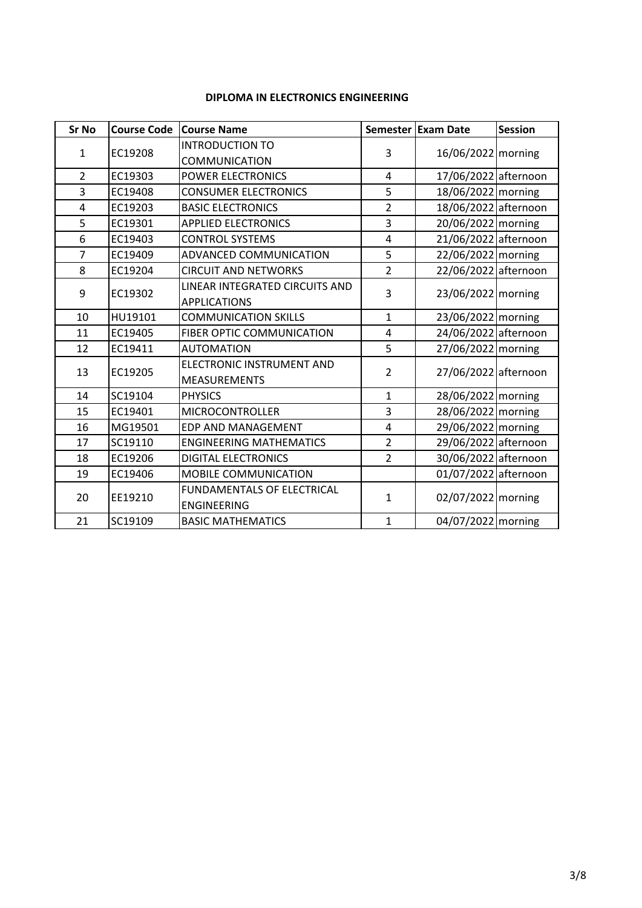## DIPLOMA IN ELECTRONICS ENGINEERING

| Sr No | Course Code | Course Name | Semester | Exam Date | Session |
|---|---|---|---|---|---|
| 1 | EC19208 | INTRODUCTION TO COMMUNICATION | 3 | 16/06/2022 | morning |
| 2 | EC19303 | POWER ELECTRONICS | 4 | 17/06/2022 | afternoon |
| 3 | EC19408 | CONSUMER ELECTRONICS | 5 | 18/06/2022 | morning |
| 4 | EC19203 | BASIC ELECTRONICS | 2 | 18/06/2022 | afternoon |
| 5 | EC19301 | APPLIED ELECTRONICS | 3 | 20/06/2022 | morning |
| 6 | EC19403 | CONTROL SYSTEMS | 4 | 21/06/2022 | afternoon |
| 7 | EC19409 | ADVANCED COMMUNICATION | 5 | 22/06/2022 | morning |
| 8 | EC19204 | CIRCUIT AND NETWORKS | 2 | 22/06/2022 | afternoon |
| 9 | EC19302 | LINEAR INTEGRATED CIRCUITS AND APPLICATIONS | 3 | 23/06/2022 | morning |
| 10 | HU19101 | COMMUNICATION SKILLS | 1 | 23/06/2022 | morning |
| 11 | EC19405 | FIBER OPTIC COMMUNICATION | 4 | 24/06/2022 | afternoon |
| 12 | EC19411 | AUTOMATION | 5 | 27/06/2022 | morning |
| 13 | EC19205 | ELECTRONIC INSTRUMENT AND MEASUREMENTS | 2 | 27/06/2022 | afternoon |
| 14 | SC19104 | PHYSICS | 1 | 28/06/2022 | morning |
| 15 | EC19401 | MICROCONTROLLER | 3 | 28/06/2022 | morning |
| 16 | MG19501 | EDP AND MANAGEMENT | 4 | 29/06/2022 | morning |
| 17 | SC19110 | ENGINEERING MATHEMATICS | 2 | 29/06/2022 | afternoon |
| 18 | EC19206 | DIGITAL ELECTRONICS | 2 | 30/06/2022 | afternoon |
| 19 | EC19406 | MOBILE COMMUNICATION | | 01/07/2022 | afternoon |
| 20 | EE19210 | FUNDAMENTALS OF ELECTRICAL ENGINEERING | 1 | 02/07/2022 | morning |
| 21 | SC19109 | BASIC MATHEMATICS | 1 | 04/07/2022 | morning |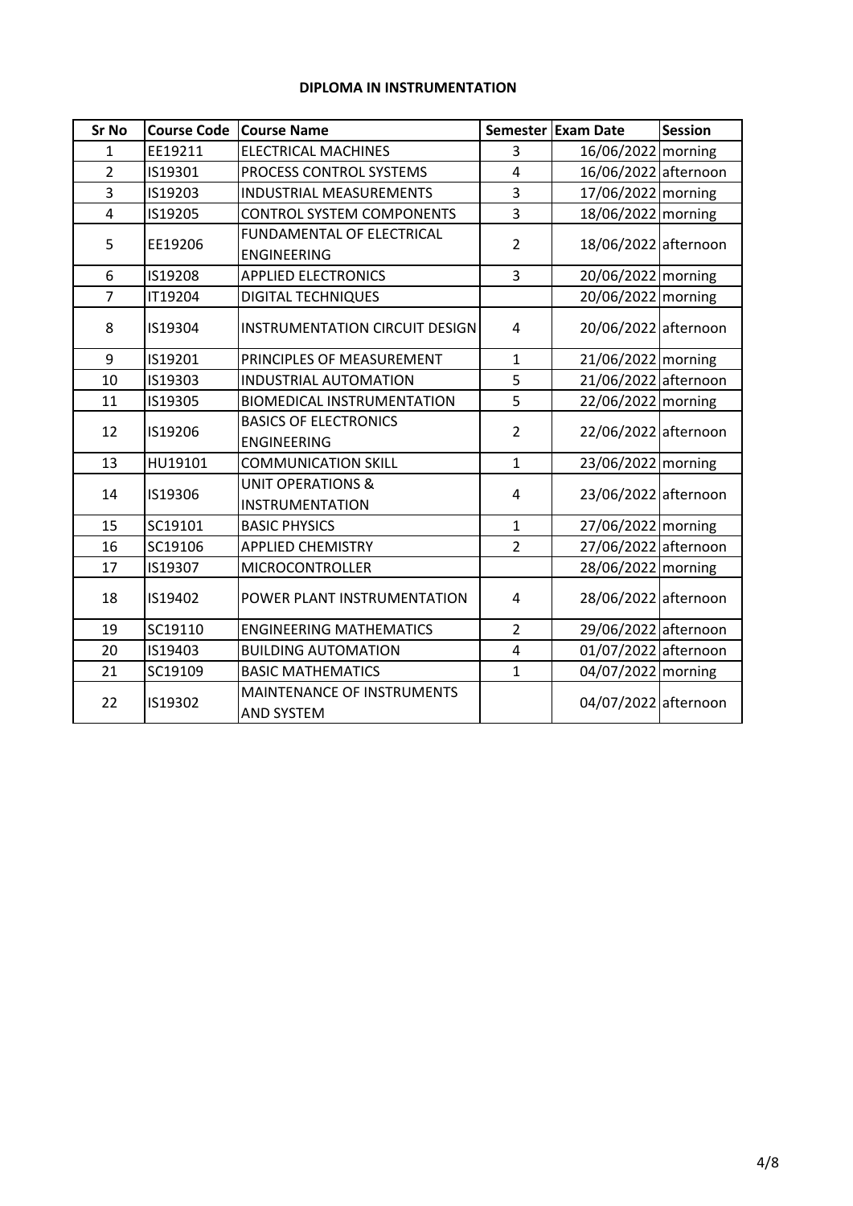**DIPLOMA IN INSTRUMENTATION**

| Sr No | Course Code | Course Name | Semester | Exam Date | Session |
|---|---|---|---|---|---|
| 1 | EE19211 | ELECTRICAL MACHINES | 3 | 16/06/2022 | morning |
| 2 | IS19301 | PROCESS CONTROL SYSTEMS | 4 | 16/06/2022 | afternoon |
| 3 | IS19203 | INDUSTRIAL MEASUREMENTS | 3 | 17/06/2022 | morning |
| 4 | IS19205 | CONTROL SYSTEM COMPONENTS | 3 | 18/06/2022 | morning |
| 5 | EE19206 | FUNDAMENTAL OF ELECTRICAL ENGINEERING | 2 | 18/06/2022 | afternoon |
| 6 | IS19208 | APPLIED ELECTRONICS | 3 | 20/06/2022 | morning |
| 7 | IT19204 | DIGITAL TECHNIQUES | | 20/06/2022 | morning |
| 8 | IS19304 | INSTRUMENTATION CIRCUIT DESIGN | 4 | 20/06/2022 | afternoon |
| 9 | IS19201 | PRINCIPLES OF MEASUREMENT | 1 | 21/06/2022 | morning |
| 10 | IS19303 | INDUSTRIAL AUTOMATION | 5 | 21/06/2022 | afternoon |
| 11 | IS19305 | BIOMEDICAL INSTRUMENTATION | 5 | 22/06/2022 | morning |
| 12 | IS19206 | BASICS OF ELECTRONICS ENGINEERING | 2 | 22/06/2022 | afternoon |
| 13 | HU19101 | COMMUNICATION SKILL | 1 | 23/06/2022 | morning |
| 14 | IS19306 | UNIT OPERATIONS & INSTRUMENTATION | 4 | 23/06/2022 | afternoon |
| 15 | SC19101 | BASIC PHYSICS | 1 | 27/06/2022 | morning |
| 16 | SC19106 | APPLIED CHEMISTRY | 2 | 27/06/2022 | afternoon |
| 17 | IS19307 | MICROCONTROLLER | | 28/06/2022 | morning |
| 18 | IS19402 | POWER PLANT INSTRUMENTATION | 4 | 28/06/2022 | afternoon |
| 19 | SC19110 | ENGINEERING MATHEMATICS | 2 | 29/06/2022 | afternoon |
| 20 | IS19403 | BUILDING AUTOMATION | 4 | 01/07/2022 | afternoon |
| 21 | SC19109 | BASIC MATHEMATICS | 1 | 04/07/2022 | morning |
| 22 | IS19302 | MAINTENANCE OF INSTRUMENTS AND SYSTEM | | 04/07/2022 | afternoon |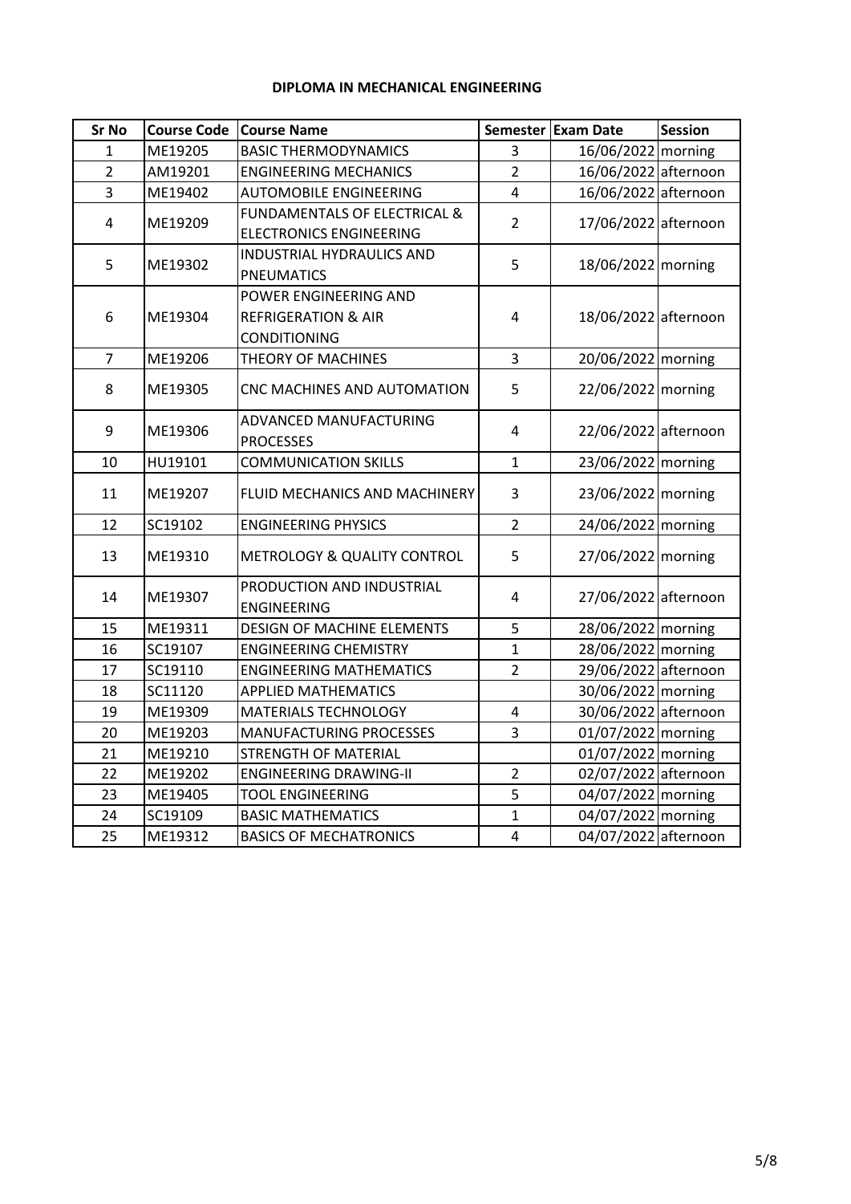**DIPLOMA IN MECHANICAL ENGINEERING**

| Sr No | Course Code | Course Name | Semester | Exam Date | Session |
|---|---|---|---|---|---|
| 1 | ME19205 | BASIC THERMODYNAMICS | 3 | 16/06/2022 | morning |
| 2 | AM19201 | ENGINEERING MECHANICS | 2 | 16/06/2022 | afternoon |
| 3 | ME19402 | AUTOMOBILE ENGINEERING | 4 | 16/06/2022 | afternoon |
| 4 | ME19209 | FUNDAMENTALS OF ELECTRICAL & ELECTRONICS ENGINEERING | 2 | 17/06/2022 | afternoon |
| 5 | ME19302 | INDUSTRIAL HYDRAULICS AND PNEUMATICS | 5 | 18/06/2022 | morning |
| 6 | ME19304 | POWER ENGINEERING AND REFRIGERATION & AIR CONDITIONING | 4 | 18/06/2022 | afternoon |
| 7 | ME19206 | THEORY OF MACHINES | 3 | 20/06/2022 | morning |
| 8 | ME19305 | CNC MACHINES AND AUTOMATION | 5 | 22/06/2022 | morning |
| 9 | ME19306 | ADVANCED MANUFACTURING PROCESSES | 4 | 22/06/2022 | afternoon |
| 10 | HU19101 | COMMUNICATION SKILLS | 1 | 23/06/2022 | morning |
| 11 | ME19207 | FLUID MECHANICS AND MACHINERY | 3 | 23/06/2022 | morning |
| 12 | SC19102 | ENGINEERING PHYSICS | 2 | 24/06/2022 | morning |
| 13 | ME19310 | METROLOGY & QUALITY CONTROL | 5 | 27/06/2022 | morning |
| 14 | ME19307 | PRODUCTION AND INDUSTRIAL ENGINEERING | 4 | 27/06/2022 | afternoon |
| 15 | ME19311 | DESIGN OF MACHINE ELEMENTS | 5 | 28/06/2022 | morning |
| 16 | SC19107 | ENGINEERING CHEMISTRY | 1 | 28/06/2022 | morning |
| 17 | SC19110 | ENGINEERING MATHEMATICS | 2 | 29/06/2022 | afternoon |
| 18 | SC11120 | APPLIED MATHEMATICS | | 30/06/2022 | morning |
| 19 | ME19309 | MATERIALS TECHNOLOGY | 4 | 30/06/2022 | afternoon |
| 20 | ME19203 | MANUFACTURING PROCESSES | 3 | 01/07/2022 | morning |
| 21 | ME19210 | STRENGTH OF MATERIAL | | 01/07/2022 | morning |
| 22 | ME19202 | ENGINEERING DRAWING-II | 2 | 02/07/2022 | afternoon |
| 23 | ME19405 | TOOL ENGINEERING | 5 | 04/07/2022 | morning |
| 24 | SC19109 | BASIC MATHEMATICS | 1 | 04/07/2022 | morning |
| 25 | ME19312 | BASICS OF MECHATRONICS | 4 | 04/07/2022 | afternoon |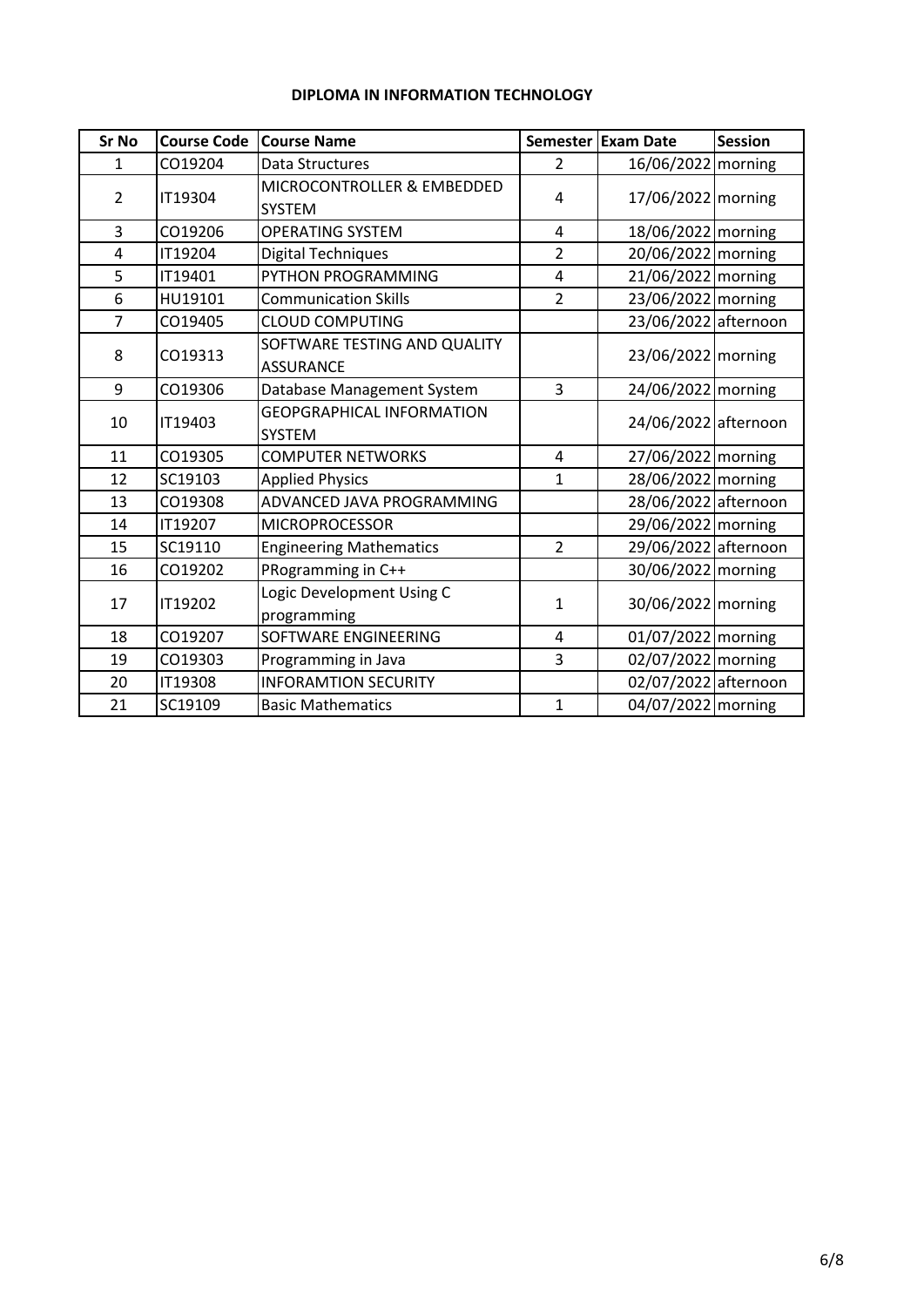**DIPLOMA IN INFORMATION TECHNOLOGY**

| Sr No | Course Code | Course Name | Semester | Exam Date | Session |
|---|---|---|---|---|---|
| 1 | CO19204 | Data Structures | 2 | 16/06/2022 | morning |
| 2 | IT19304 | MICROCONTROLLER & EMBEDDED SYSTEM | 4 | 17/06/2022 | morning |
| 3 | CO19206 | OPERATING SYSTEM | 4 | 18/06/2022 | morning |
| 4 | IT19204 | Digital Techniques | 2 | 20/06/2022 | morning |
| 5 | IT19401 | PYTHON PROGRAMMING | 4 | 21/06/2022 | morning |
| 6 | HU19101 | Communication Skills | 2 | 23/06/2022 | morning |
| 7 | CO19405 | CLOUD COMPUTING | | 23/06/2022 | afternoon |
| 8 | CO19313 | SOFTWARE TESTING AND QUALITY ASSURANCE | | 23/06/2022 | morning |
| 9 | CO19306 | Database Management System | 3 | 24/06/2022 | morning |
| 10 | IT19403 | GEOPGRAPHICAL INFORMATION SYSTEM | | 24/06/2022 | afternoon |
| 11 | CO19305 | COMPUTER NETWORKS | 4 | 27/06/2022 | morning |
| 12 | SC19103 | Applied Physics | 1 | 28/06/2022 | morning |
| 13 | CO19308 | ADVANCED JAVA PROGRAMMING | | 28/06/2022 | afternoon |
| 14 | IT19207 | MICROPROCESSOR | | 29/06/2022 | morning |
| 15 | SC19110 | Engineering Mathematics | 2 | 29/06/2022 | afternoon |
| 16 | CO19202 | PRogramming in C++ | | 30/06/2022 | morning |
| 17 | IT19202 | Logic Development Using C programming | 1 | 30/06/2022 | morning |
| 18 | CO19207 | SOFTWARE ENGINEERING | 4 | 01/07/2022 | morning |
| 19 | CO19303 | Programming in Java | 3 | 02/07/2022 | morning |
| 20 | IT19308 | INFORAMTION SECURITY | | 02/07/2022 | afternoon |
| 21 | SC19109 | Basic Mathematics | 1 | 04/07/2022 | morning |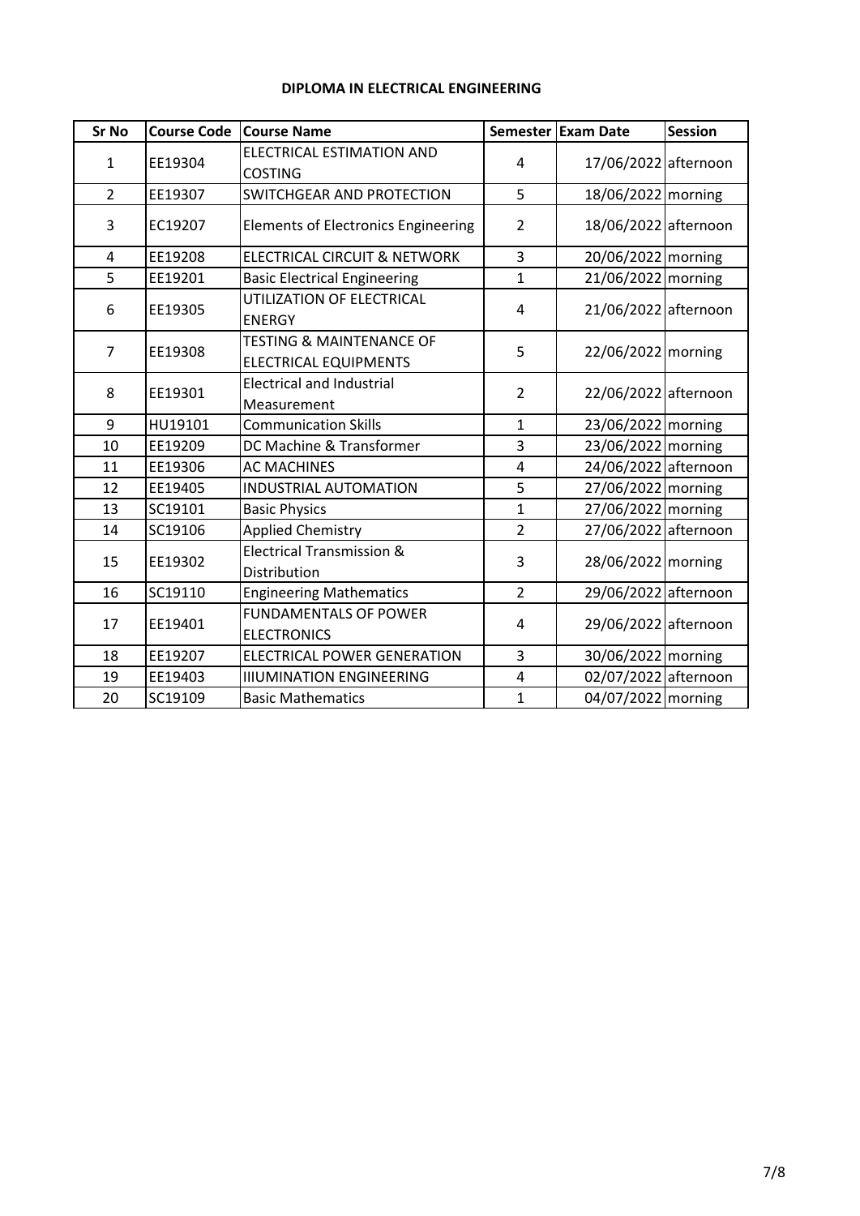**DIPLOMA IN ELECTRICAL ENGINEERING**

| Sr No | Course Code | Course Name | Semester | Exam Date | Session |
|---|---|---|---|---|---|
| 1 | EE19304 | ELECTRICAL ESTIMATION AND COSTING | 4 | 17/06/2022 | afternoon |
| 2 | EE19307 | SWITCHGEAR AND PROTECTION | 5 | 18/06/2022 | morning |
| 3 | EC19207 | Elements of Electronics Engineering | 2 | 18/06/2022 | afternoon |
| 4 | EE19208 | ELECTRICAL CIRCUIT & NETWORK | 3 | 20/06/2022 | morning |
| 5 | EE19201 | Basic Electrical Engineering | 1 | 21/06/2022 | morning |
| 6 | EE19305 | UTILIZATION OF ELECTRICAL ENERGY | 4 | 21/06/2022 | afternoon |
| 7 | EE19308 | TESTING & MAINTENANCE OF ELECTRICAL EQUIPMENTS | 5 | 22/06/2022 | morning |
| 8 | EE19301 | Electrical and Industrial Measurement | 2 | 22/06/2022 | afternoon |
| 9 | HU19101 | Communication Skills | 1 | 23/06/2022 | morning |
| 10 | EE19209 | DC Machine & Transformer | 3 | 23/06/2022 | morning |
| 11 | EE19306 | AC MACHINES | 4 | 24/06/2022 | afternoon |
| 12 | EE19405 | INDUSTRIAL AUTOMATION | 5 | 27/06/2022 | morning |
| 13 | SC19101 | Basic Physics | 1 | 27/06/2022 | morning |
| 14 | SC19106 | Applied Chemistry | 2 | 27/06/2022 | afternoon |
| 15 | EE19302 | Electrical Transmission & Distribution | 3 | 28/06/2022 | morning |
| 16 | SC19110 | Engineering Mathematics | 2 | 29/06/2022 | afternoon |
| 17 | EE19401 | FUNDAMENTALS OF POWER ELECTRONICS | 4 | 29/06/2022 | afternoon |
| 18 | EE19207 | ELECTRICAL POWER GENERATION | 3 | 30/06/2022 | morning |
| 19 | EE19403 | IIIUMINATION ENGINEERING | 4 | 02/07/2022 | afternoon |
| 20 | SC19109 | Basic Mathematics | 1 | 04/07/2022 | morning |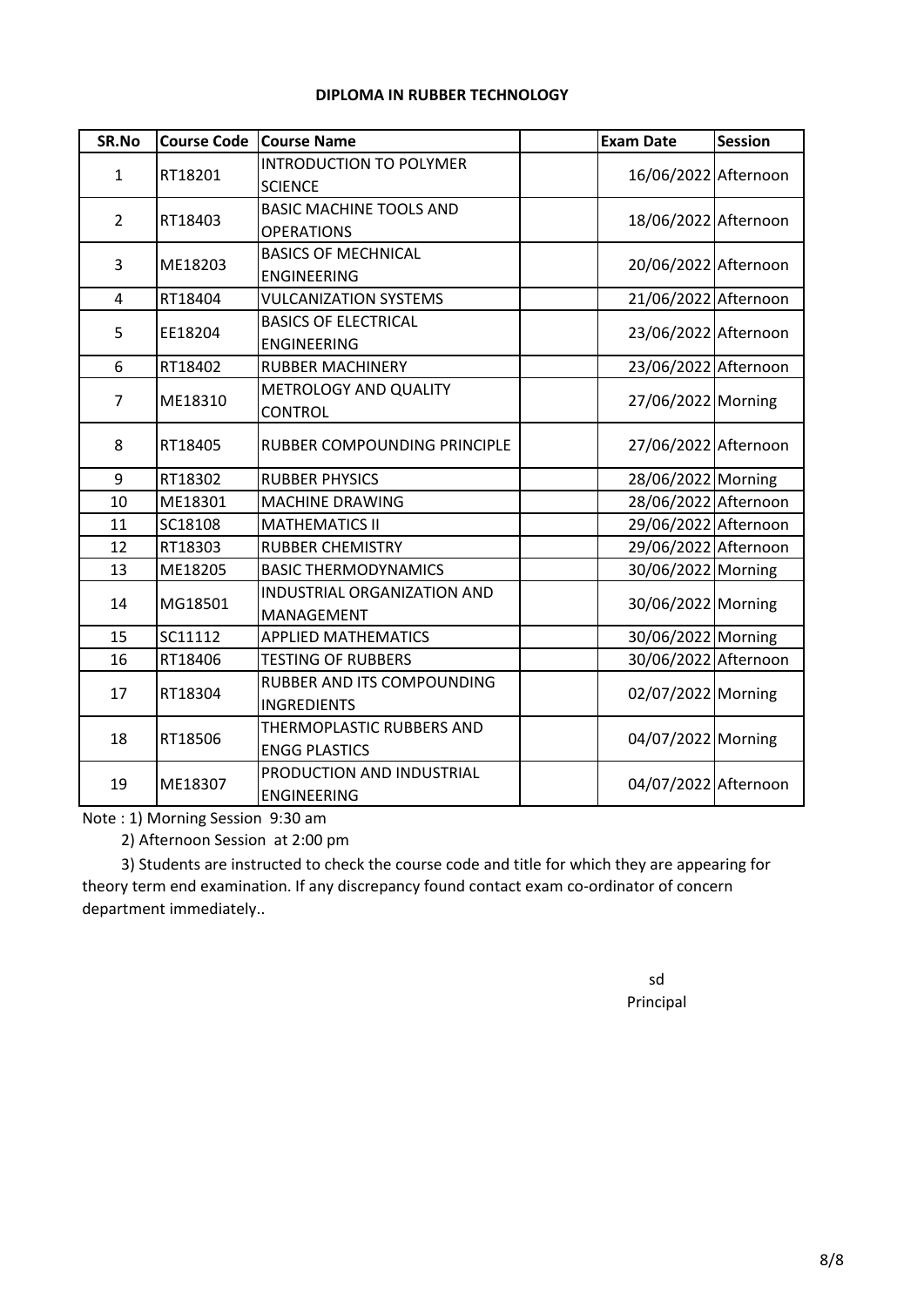## DIPLOMA IN RUBBER TECHNOLOGY

| SR.No | Course Code | Course Name | | Exam Date | Session |
|---|---|---|---|---|---|
| 1 | RT18201 | INTRODUCTION TO POLYMER SCIENCE | | 16/06/2022 | Afternoon |
| 2 | RT18403 | BASIC MACHINE TOOLS AND OPERATIONS | | 18/06/2022 | Afternoon |
| 3 | ME18203 | BASICS OF MECHNICAL ENGINEERING | | 20/06/2022 | Afternoon |
| 4 | RT18404 | VULCANIZATION SYSTEMS | | 21/06/2022 | Afternoon |
| 5 | EE18204 | BASICS OF ELECTRICAL ENGINEERING | | 23/06/2022 | Afternoon |
| 6 | RT18402 | RUBBER MACHINERY | | 23/06/2022 | Afternoon |
| 7 | ME18310 | METROLOGY AND QUALITY CONTROL | | 27/06/2022 | Morning |
| 8 | RT18405 | RUBBER COMPOUNDING PRINCIPLE | | 27/06/2022 | Afternoon |
| 9 | RT18302 | RUBBER PHYSICS | | 28/06/2022 | Morning |
| 10 | ME18301 | MACHINE DRAWING | | 28/06/2022 | Afternoon |
| 11 | SC18108 | MATHEMATICS II | | 29/06/2022 | Afternoon |
| 12 | RT18303 | RUBBER CHEMISTRY | | 29/06/2022 | Afternoon |
| 13 | ME18205 | BASIC THERMODYNAMICS | | 30/06/2022 | Morning |
| 14 | MG18501 | INDUSTRIAL ORGANIZATION AND MANAGEMENT | | 30/06/2022 | Morning |
| 15 | SC11112 | APPLIED MATHEMATICS | | 30/06/2022 | Morning |
| 16 | RT18406 | TESTING OF RUBBERS | | 30/06/2022 | Afternoon |
| 17 | RT18304 | RUBBER AND ITS COMPOUNDING INGREDIENTS | | 02/07/2022 | Morning |
| 18 | RT18506 | THERMOPLASTIC RUBBERS AND ENGG PLASTICS | | 04/07/2022 | Morning |
| 19 | ME18307 | PRODUCTION AND INDUSTRIAL ENGINEERING | | 04/07/2022 | Afternoon |

Note : 1) Morning Session 9:30 am

2) Afternoon Session at 2:00 pm

3) Students are instructed to check the course code and title for which they are appearing for theory term end examination. If any discrepancy found contact exam co-ordinator of concern department immediately..

sd

Principal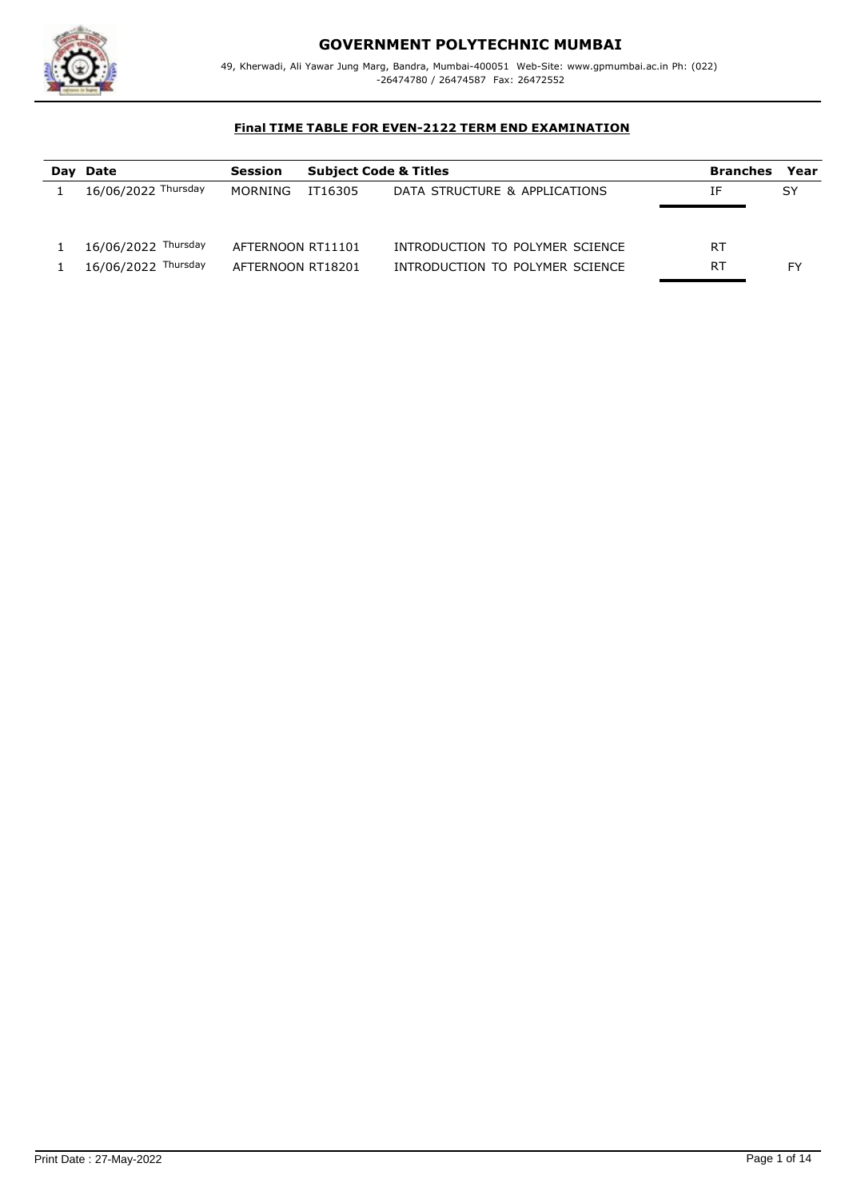# GOVERNMENT POLYTECHNIC MUMBAI

49, Kherwadi, Ali Yawar Jung Marg, Bandra, Mumbai-400051 Web-Site: www.gpmumbai.ac.in Ph: (022) -26474780 / 26474587 Fax: 26472552

**Final TIME TABLE FOR EVEN-2122 TERM END EXAMINATION**

| Day | Date | Session | Subject Code & Titles | | Branches | Year |
|---|---|---|---|---|---|---|
| 1 | 16/06/2022 Thursday | MORNING | IT16305 | DATA STRUCTURE & APPLICATIONS | IF | SY |
| 1 | 16/06/2022 Thursday | AFTERNOON | RT11101 | INTRODUCTION TO POLYMER SCIENCE | RT | |
| 1 | 16/06/2022 Thursday | AFTERNOON | RT18201 | INTRODUCTION TO POLYMER SCIENCE | RT | FY |

Print Date : 27-May-2022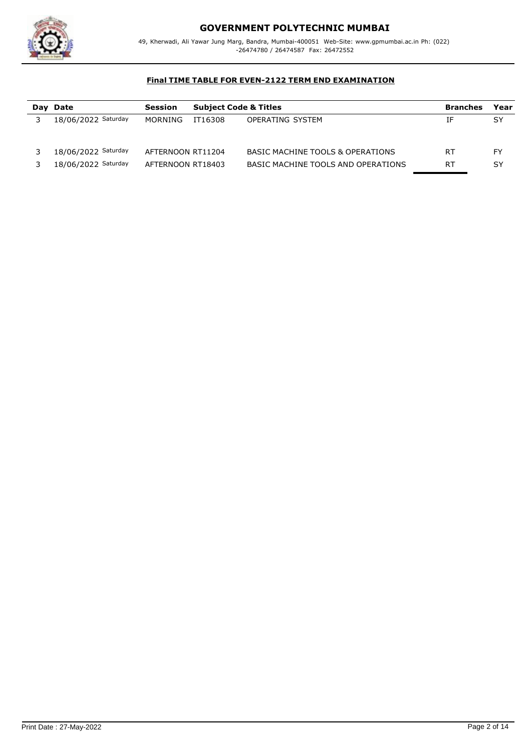# GOVERNMENT POLYTECHNIC MUMBAI

49, Kherwadi, Ali Yawar Jung Marg, Bandra, Mumbai-400051 Web-Site: www.gpmumbai.ac.in Ph: (022) -26474780 / 26474587 Fax: 26472552

**Final TIME TABLE FOR EVEN-2122 TERM END EXAMINATION**

| Day | Date | Session | Subject Code & Titles | | Branches | Year |
|---|---|---|---|---|---|---|
| 3 | 18/06/2022 Saturday | MORNING | IT16308 | OPERATING SYSTEM | IF | SY |
| 3 | 18/06/2022 Saturday | AFTERNOON | RT11204 | BASIC MACHINE TOOLS & OPERATIONS | RT | FY |
| 3 | 18/06/2022 Saturday | AFTERNOON | RT18403 | BASIC MACHINE TOOLS AND OPERATIONS | RT | SY |

Print Date : 27-May-2022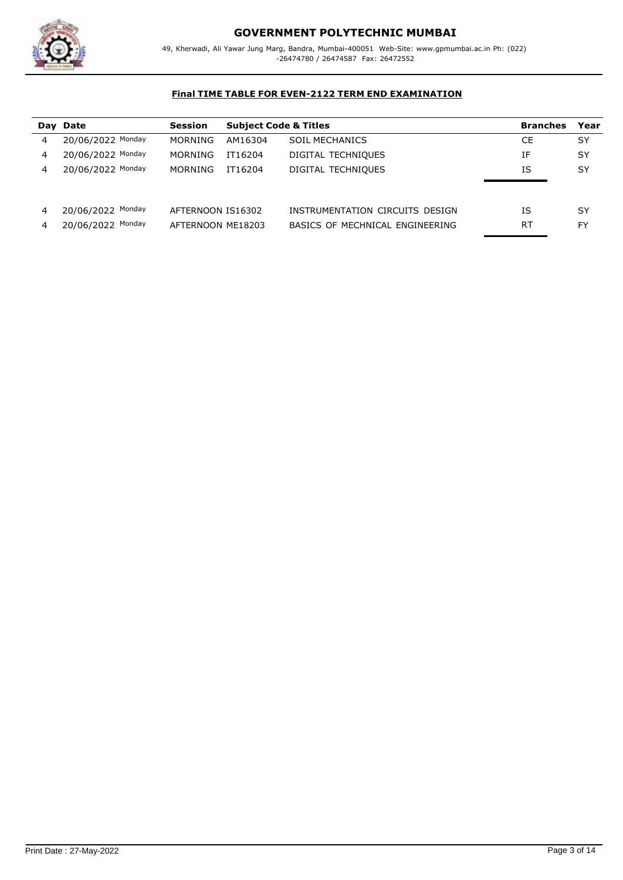# GOVERNMENT POLYTECHNIC MUMBAI

49, Kherwadi, Ali Yawar Jung Marg, Bandra, Mumbai-400051 Web-Site: www.gpmumbai.ac.in Ph: (022) -26474780 / 26474587 Fax: 26472552

## Final TIME TABLE FOR EVEN-2122 TERM END EXAMINATION

| Day | Date | Session | Subject Code & Titles | | Branches | Year |
|---|---|---|---|---|---|---|
| 4 | 20/06/2022 Monday | MORNING | AM16304 | SOIL MECHANICS | CE | SY |
| 4 | 20/06/2022 Monday | MORNING | IT16204 | DIGITAL TECHNIQUES | IF | SY |
| 4 | 20/06/2022 Monday | MORNING | IT16204 | DIGITAL TECHNIQUES | IS | SY |
| 4 | 20/06/2022 Monday | AFTERNOON | IS16302 | INSTRUMENTATION CIRCUITS DESIGN | IS | SY |
| 4 | 20/06/2022 Monday | AFTERNOON | ME18203 | BASICS OF MECHNICAL ENGINEERING | RT | FY |

Print Date : 27-May-2022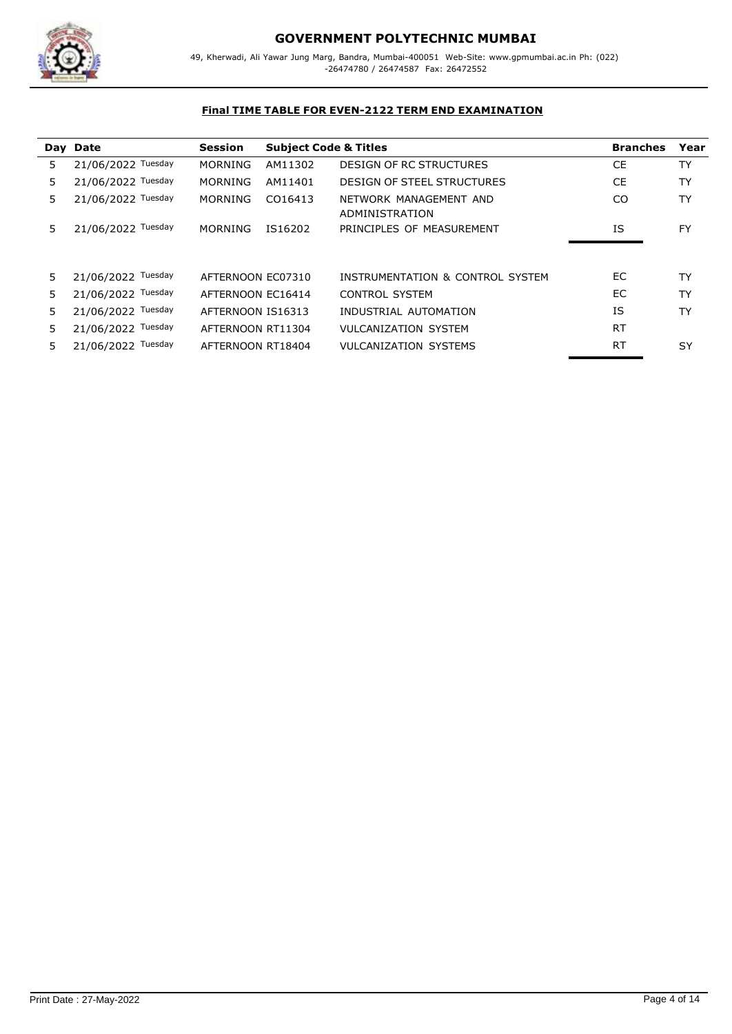# GOVERNMENT POLYTECHNIC MUMBAI

49, Kherwadi, Ali Yawar Jung Marg, Bandra, Mumbai-400051 Web-Site: www.gpmumbai.ac.in Ph: (022) -26474780 / 26474587 Fax: 26472552

## Final TIME TABLE FOR EVEN-2122 TERM END EXAMINATION

| Day | Date | Session | Subject Code & Titles | | Branches | Year |
|---|---|---|---|---|---|---|
| 5 | 21/06/2022 Tuesday | MORNING | AM11302 | DESIGN OF RC STRUCTURES | CE | TY |
| 5 | 21/06/2022 Tuesday | MORNING | AM11401 | DESIGN OF STEEL STRUCTURES | CE | TY |
| 5 | 21/06/2022 Tuesday | MORNING | CO16413 | NETWORK MANAGEMENT AND ADMINISTRATION | CO | TY |
| 5 | 21/06/2022 Tuesday | MORNING | IS16202 | PRINCIPLES OF MEASUREMENT | IS | FY |
| 5 | 21/06/2022 Tuesday | AFTERNOON | EC07310 | INSTRUMENTATION & CONTROL SYSTEM | EC | TY |
| 5 | 21/06/2022 Tuesday | AFTERNOON | EC16414 | CONTROL SYSTEM | EC | TY |
| 5 | 21/06/2022 Tuesday | AFTERNOON | IS16313 | INDUSTRIAL AUTOMATION | IS | TY |
| 5 | 21/06/2022 Tuesday | AFTERNOON | RT11304 | VULCANIZATION SYSTEM | RT | |
| 5 | 21/06/2022 Tuesday | AFTERNOON | RT18404 | VULCANIZATION SYSTEMS | RT | SY |

Print Date : 27-May-2022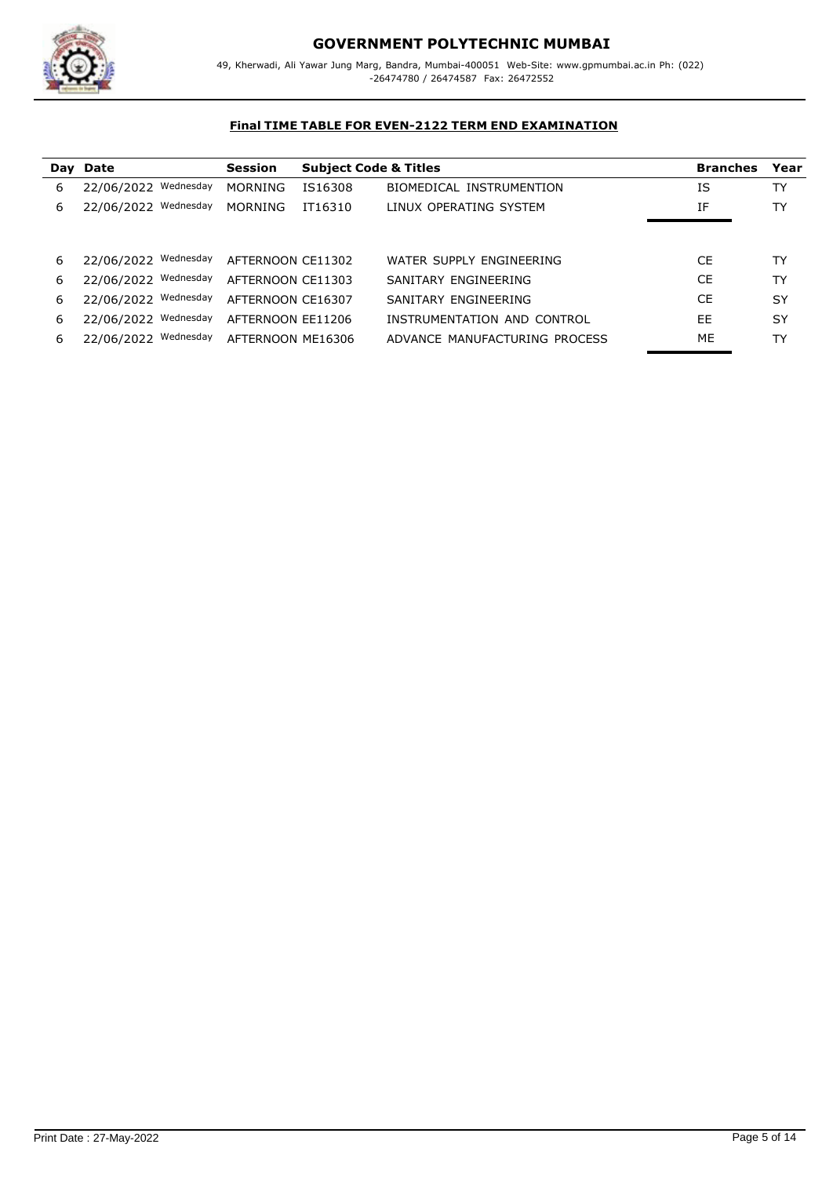# GOVERNMENT POLYTECHNIC MUMBAI

49, Kherwadi, Ali Yawar Jung Marg, Bandra, Mumbai-400051 Web-Site: www.gpmumbai.ac.in Ph: (022) -26474780 / 26474587 Fax: 26472552

## Final TIME TABLE FOR EVEN-2122 TERM END EXAMINATION

| Day | Date | Session | Subject Code & Titles | | Branches | Year |
|---|---|---|---|---|---|---|
| 6 | 22/06/2022 Wednesday | MORNING | IS16308 | BIOMEDICAL INSTRUMENTION | IS | TY |
| 6 | 22/06/2022 Wednesday | MORNING | IT16310 | LINUX OPERATING SYSTEM | IF | TY |
| 6 | 22/06/2022 Wednesday | AFTERNOON | CE11302 | WATER SUPPLY ENGINEERING | CE | TY |
| 6 | 22/06/2022 Wednesday | AFTERNOON | CE11303 | SANITARY ENGINEERING | CE | TY |
| 6 | 22/06/2022 Wednesday | AFTERNOON | CE16307 | SANITARY ENGINEERING | CE | SY |
| 6 | 22/06/2022 Wednesday | AFTERNOON | EE11206 | INSTRUMENTATION AND CONTROL | EE | SY |
| 6 | 22/06/2022 Wednesday | AFTERNOON | ME16306 | ADVANCE MANUFACTURING PROCESS | ME | TY |

Print Date : 27-May-2022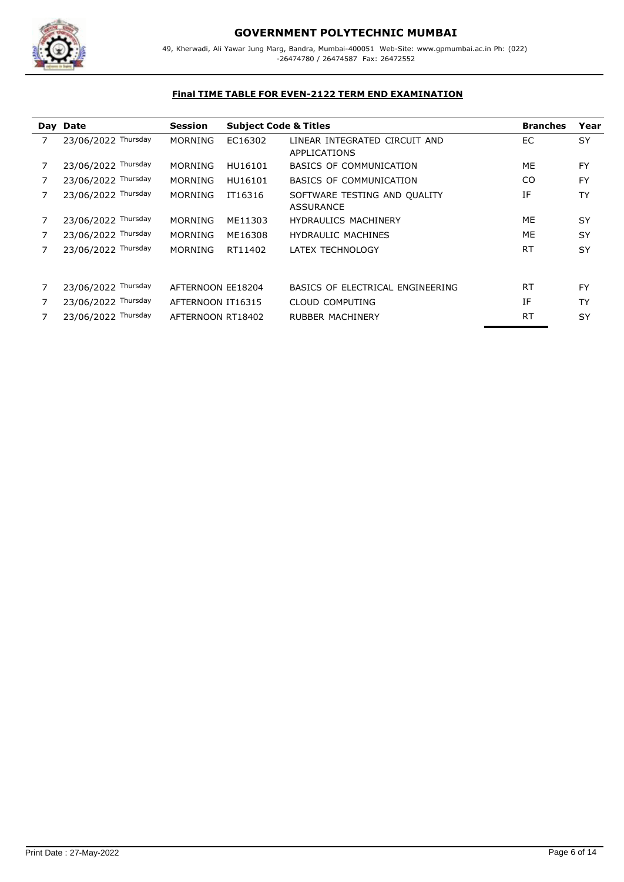# GOVERNMENT POLYTECHNIC MUMBAI

49, Kherwadi, Ali Yawar Jung Marg, Bandra, Mumbai-400051 Web-Site: www.gpmumbai.ac.in Ph: (022) -26474780 / 26474587 Fax: 26472552

## Final TIME TABLE FOR EVEN-2122 TERM END EXAMINATION

| Day | Date | Session | Subject Code & Titles | | Branches | Year |
|---|---|---|---|---|---|---|
| 7 | 23/06/2022 Thursday | MORNING | EC16302 | LINEAR INTEGRATED CIRCUIT AND APPLICATIONS | EC | SY |
| 7 | 23/06/2022 Thursday | MORNING | HU16101 | BASICS OF COMMUNICATION | ME | FY |
| 7 | 23/06/2022 Thursday | MORNING | HU16101 | BASICS OF COMMUNICATION | CO | FY |
| 7 | 23/06/2022 Thursday | MORNING | IT16316 | SOFTWARE TESTING AND QUALITY ASSURANCE | IF | TY |
| 7 | 23/06/2022 Thursday | MORNING | ME11303 | HYDRAULICS MACHINERY | ME | SY |
| 7 | 23/06/2022 Thursday | MORNING | ME16308 | HYDRAULIC MACHINES | ME | SY |
| 7 | 23/06/2022 Thursday | MORNING | RT11402 | LATEX TECHNOLOGY | RT | SY |
| 7 | 23/06/2022 Thursday | AFTERNOON | EE18204 | BASICS OF ELECTRICAL ENGINEERING | RT | FY |
| 7 | 23/06/2022 Thursday | AFTERNOON | IT16315 | CLOUD COMPUTING | IF | TY |
| 7 | 23/06/2022 Thursday | AFTERNOON | RT18402 | RUBBER MACHINERY | RT | SY |

Print Date : 27-May-2022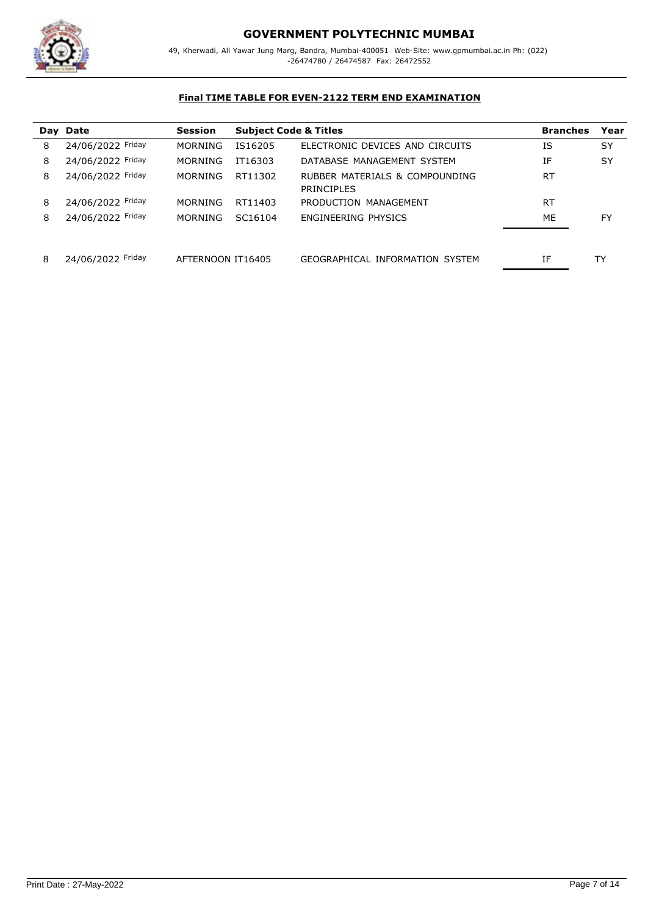## GOVERNMENT POLYTECHNIC MUMBAI

49, Kherwadi, Ali Yawar Jung Marg, Bandra, Mumbai-400051 Web-Site: www.gpmumbai.ac.in Ph: (022) -26474780 / 26474587 Fax: 26472552

### Final TIME TABLE FOR EVEN-2122 TERM END EXAMINATION

| Day | Date | Session | Subject Code & Titles | | Branches | Year |
|---|---|---|---|---|---|---|
| 8 | 24/06/2022 Friday | MORNING | IS16205 | ELECTRONIC DEVICES AND CIRCUITS | IS | SY |
| 8 | 24/06/2022 Friday | MORNING | IT16303 | DATABASE MANAGEMENT SYSTEM | IF | SY |
| 8 | 24/06/2022 Friday | MORNING | RT11302 | RUBBER MATERIALS & COMPOUNDING PRINCIPLES | RT | |
| 8 | 24/06/2022 Friday | MORNING | RT11403 | PRODUCTION MANAGEMENT | RT | |
| 8 | 24/06/2022 Friday | MORNING | SC16104 | ENGINEERING PHYSICS | ME | FY |
| 8 | 24/06/2022 Friday | AFTERNOON | IT16405 | GEOGRAPHICAL INFORMATION SYSTEM | IF | TY |

Print Date : 27-May-2022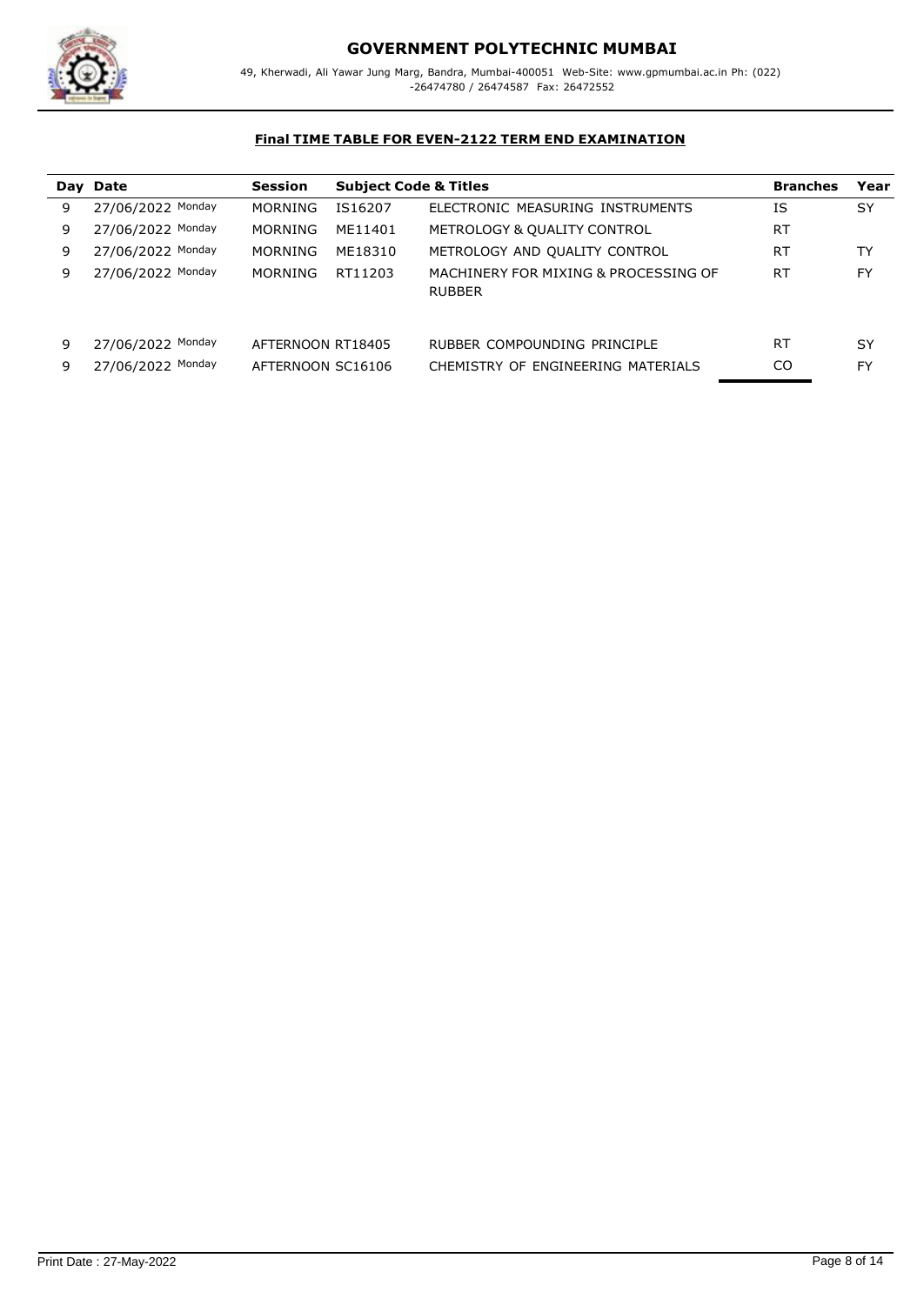# GOVERNMENT POLYTECHNIC MUMBAI

49, Kherwadi, Ali Yawar Jung Marg, Bandra, Mumbai-400051 Web-Site: www.gpmumbai.ac.in Ph: (022) -26474780 / 26474587 Fax: 26472552

**Final TIME TABLE FOR EVEN-2122 TERM END EXAMINATION**

| Day | Date | Session | Subject Code & Titles | | Branches | Year |
|---|---|---|---|---|---|---|
| 9 | 27/06/2022 Monday | MORNING | IS16207 | ELECTRONIC MEASURING INSTRUMENTS | IS | SY |
| 9 | 27/06/2022 Monday | MORNING | ME11401 | METROLOGY & QUALITY CONTROL | RT | |
| 9 | 27/06/2022 Monday | MORNING | ME18310 | METROLOGY AND QUALITY CONTROL | RT | TY |
| 9 | 27/06/2022 Monday | MORNING | RT11203 | MACHINERY FOR MIXING & PROCESSING OF RUBBER | RT | FY |
| 9 | 27/06/2022 Monday | AFTERNOON | RT18405 | RUBBER COMPOUNDING PRINCIPLE | RT | SY |
| 9 | 27/06/2022 Monday | AFTERNOON | SC16106 | CHEMISTRY OF ENGINEERING MATERIALS | CO | FY |

Print Date : 27-May-2022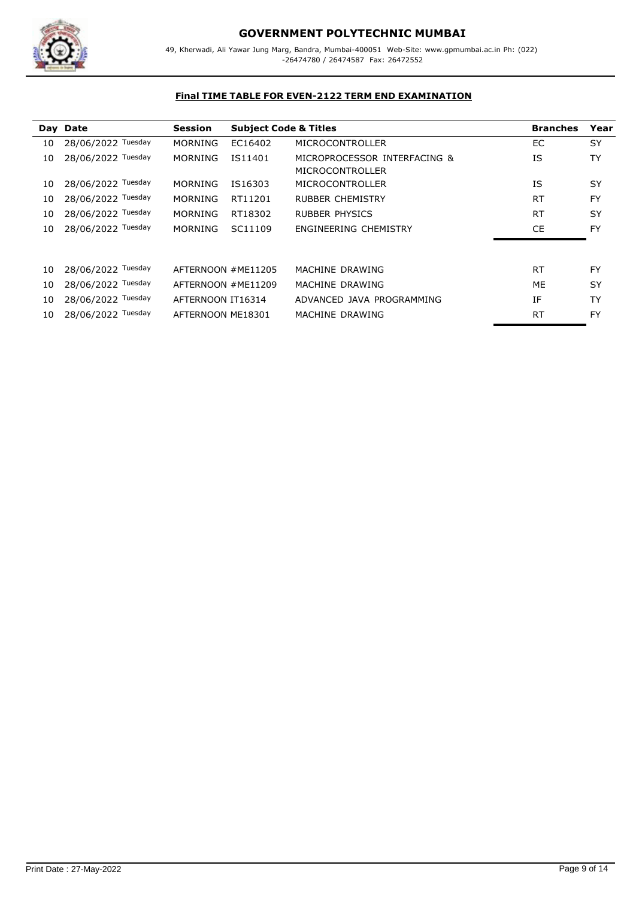# GOVERNMENT POLYTECHNIC MUMBAI

49, Kherwadi, Ali Yawar Jung Marg, Bandra, Mumbai-400051 Web-Site: www.gpmumbai.ac.in Ph: (022) -26474780 / 26474587 Fax: 26472552

## Final TIME TABLE FOR EVEN-2122 TERM END EXAMINATION

| Day | Date | Session | Subject Code & Titles | | Branches | Year |
|---|---|---|---|---|---|---|
| 10 | 28/06/2022 Tuesday | MORNING | EC16402 | MICROCONTROLLER | EC | SY |
| 10 | 28/06/2022 Tuesday | MORNING | IS11401 | MICROPROCESSOR INTERFACING & MICROCONTROLLER | IS | TY |
| 10 | 28/06/2022 Tuesday | MORNING | IS16303 | MICROCONTROLLER | IS | SY |
| 10 | 28/06/2022 Tuesday | MORNING | RT11201 | RUBBER CHEMISTRY | RT | FY |
| 10 | 28/06/2022 Tuesday | MORNING | RT18302 | RUBBER PHYSICS | RT | SY |
| 10 | 28/06/2022 Tuesday | MORNING | SC11109 | ENGINEERING CHEMISTRY | CE | FY |
| 10 | 28/06/2022 Tuesday | AFTERNOON | #ME11205 | MACHINE DRAWING | RT | FY |
| 10 | 28/06/2022 Tuesday | AFTERNOON | #ME11209 | MACHINE DRAWING | ME | SY |
| 10 | 28/06/2022 Tuesday | AFTERNOON | IT16314 | ADVANCED JAVA PROGRAMMING | IF | TY |
| 10 | 28/06/2022 Tuesday | AFTERNOON | ME18301 | MACHINE DRAWING | RT | FY |

Print Date : 27-May-2022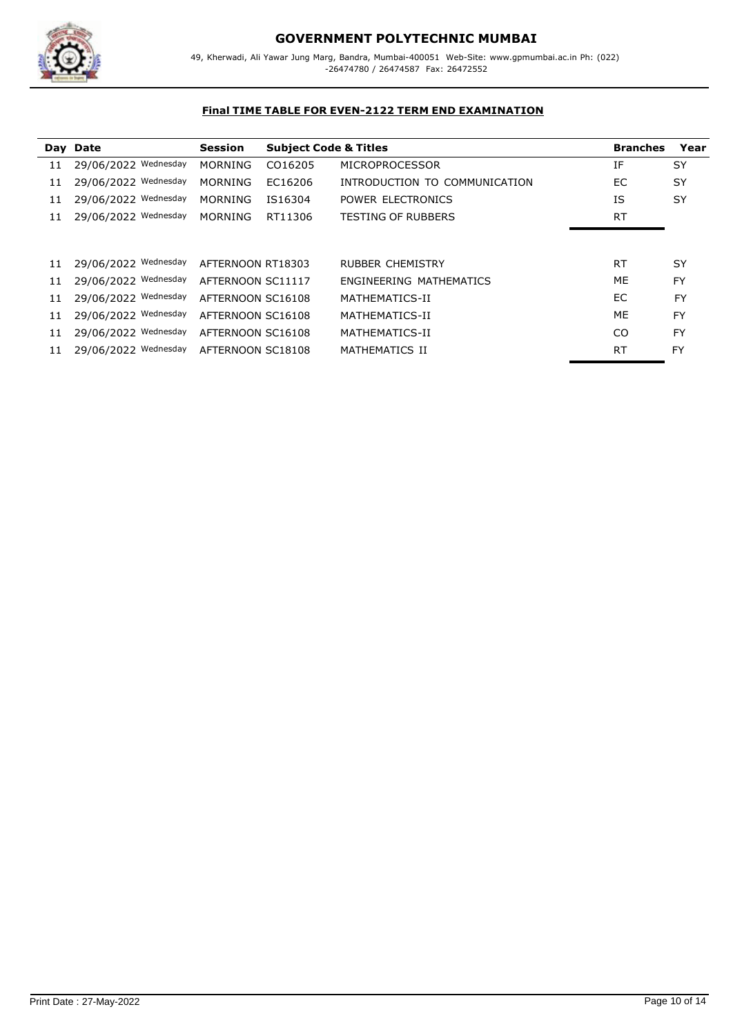# GOVERNMENT POLYTECHNIC MUMBAI

49, Kherwadi, Ali Yawar Jung Marg, Bandra, Mumbai-400051 Web-Site: www.gpmumbai.ac.in Ph: (022) -26474780 / 26474587 Fax: 26472552

## Final TIME TABLE FOR EVEN-2122 TERM END EXAMINATION

| Day | Date | Session | Subject Code & Titles | | Branches | Year |
|---|---|---|---|---|---|---|
| 11 | 29/06/2022 Wednesday | MORNING | CO16205 | MICROPROCESSOR | IF | SY |
| 11 | 29/06/2022 Wednesday | MORNING | EC16206 | INTRODUCTION TO COMMUNICATION | EC | SY |
| 11 | 29/06/2022 Wednesday | MORNING | IS16304 | POWER ELECTRONICS | IS | SY |
| 11 | 29/06/2022 Wednesday | MORNING | RT11306 | TESTING OF RUBBERS | RT | |
| 11 | 29/06/2022 Wednesday | AFTERNOON | RT18303 | RUBBER CHEMISTRY | RT | SY |
| 11 | 29/06/2022 Wednesday | AFTERNOON | SC11117 | ENGINEERING MATHEMATICS | ME | FY |
| 11 | 29/06/2022 Wednesday | AFTERNOON | SC16108 | MATHEMATICS-II | EC | FY |
| 11 | 29/06/2022 Wednesday | AFTERNOON | SC16108 | MATHEMATICS-II | ME | FY |
| 11 | 29/06/2022 Wednesday | AFTERNOON | SC16108 | MATHEMATICS-II | CO | FY |
| 11 | 29/06/2022 Wednesday | AFTERNOON | SC18108 | MATHEMATICS II | RT | FY |

Print Date : 27-May-2022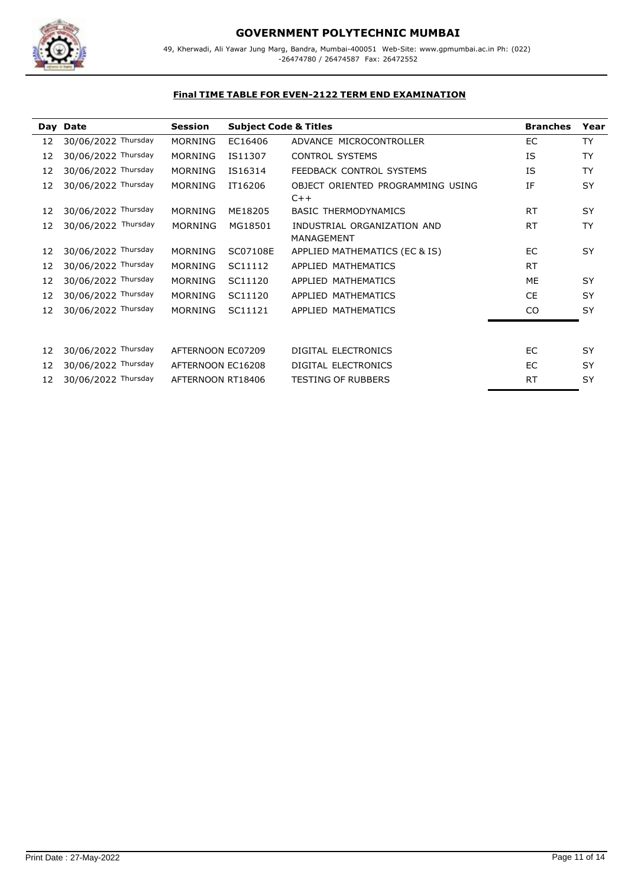# GOVERNMENT POLYTECHNIC MUMBAI

49, Kherwadi, Ali Yawar Jung Marg, Bandra, Mumbai-400051 Web-Site: www.gpmumbai.ac.in Ph: (022) -26474780 / 26474587 Fax: 26472552

**Final TIME TABLE FOR EVEN-2122 TERM END EXAMINATION**

| Day | Date | Session | Subject Code & Titles | | Branches | Year |
|---|---|---|---|---|---|---|
| 12 | 30/06/2022 Thursday | MORNING | EC16406 | ADVANCE MICROCONTROLLER | EC | TY |
| 12 | 30/06/2022 Thursday | MORNING | IS11307 | CONTROL SYSTEMS | IS | TY |
| 12 | 30/06/2022 Thursday | MORNING | IS16314 | FEEDBACK CONTROL SYSTEMS | IS | TY |
| 12 | 30/06/2022 Thursday | MORNING | IT16206 | OBJECT ORIENTED PROGRAMMING USING C++ | IF | SY |
| 12 | 30/06/2022 Thursday | MORNING | ME18205 | BASIC THERMODYNAMICS | RT | SY |
| 12 | 30/06/2022 Thursday | MORNING | MG18501 | INDUSTRIAL ORGANIZATION AND MANAGEMENT | RT | TY |
| 12 | 30/06/2022 Thursday | MORNING | SC07108E | APPLIED MATHEMATICS (EC & IS) | EC | SY |
| 12 | 30/06/2022 Thursday | MORNING | SC11112 | APPLIED MATHEMATICS | RT | |
| 12 | 30/06/2022 Thursday | MORNING | SC11120 | APPLIED MATHEMATICS | ME | SY |
| 12 | 30/06/2022 Thursday | MORNING | SC11120 | APPLIED MATHEMATICS | CE | SY |
| 12 | 30/06/2022 Thursday | MORNING | SC11121 | APPLIED MATHEMATICS | CO | SY |
| 12 | 30/06/2022 Thursday | AFTERNOON | EC07209 | DIGITAL ELECTRONICS | EC | SY |
| 12 | 30/06/2022 Thursday | AFTERNOON | EC16208 | DIGITAL ELECTRONICS | EC | SY |
| 12 | 30/06/2022 Thursday | AFTERNOON | RT18406 | TESTING OF RUBBERS | RT | SY |

Print Date : 27-May-2022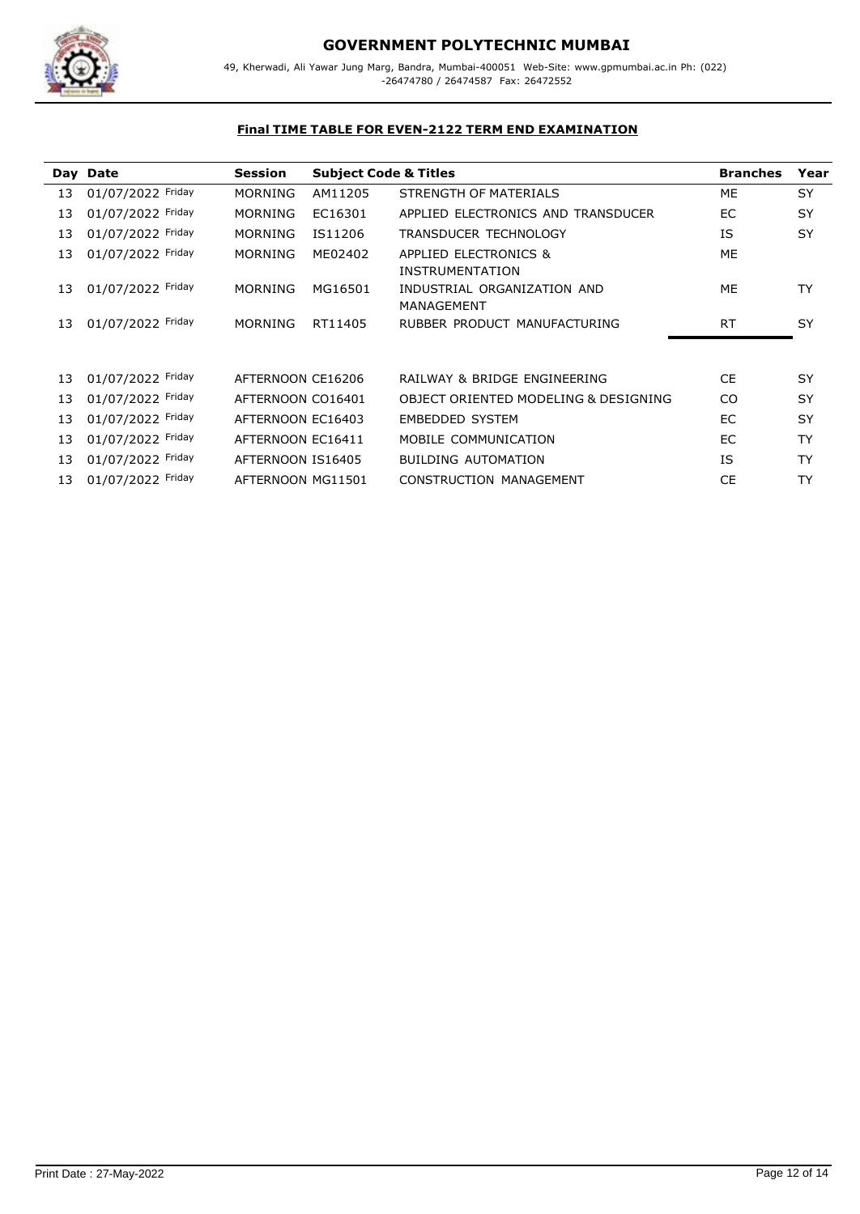# GOVERNMENT POLYTECHNIC MUMBAI

49, Kherwadi, Ali Yawar Jung Marg, Bandra, Mumbai-400051 Web-Site: www.gpmumbai.ac.in Ph: (022) -26474780 / 26474587 Fax: 26472552

## Final TIME TABLE FOR EVEN-2122 TERM END EXAMINATION

| Day | Date | Session | Subject Code & Titles | | Branches | Year |
|---|---|---|---|---|---|---|
| 13 | 01/07/2022 Friday | MORNING | AM11205 | STRENGTH OF MATERIALS | ME | SY |
| 13 | 01/07/2022 Friday | MORNING | EC16301 | APPLIED ELECTRONICS AND TRANSDUCER | EC | SY |
| 13 | 01/07/2022 Friday | MORNING | IS11206 | TRANSDUCER TECHNOLOGY | IS | SY |
| 13 | 01/07/2022 Friday | MORNING | ME02402 | APPLIED ELECTRONICS & INSTRUMENTATION | ME | |
| 13 | 01/07/2022 Friday | MORNING | MG16501 | INDUSTRIAL ORGANIZATION AND MANAGEMENT | ME | TY |
| 13 | 01/07/2022 Friday | MORNING | RT11405 | RUBBER PRODUCT MANUFACTURING | RT | SY |
| 13 | 01/07/2022 Friday | AFTERNOON | CE16206 | RAILWAY & BRIDGE ENGINEERING | CE | SY |
| 13 | 01/07/2022 Friday | AFTERNOON | CO16401 | OBJECT ORIENTED MODELING & DESIGNING | CO | SY |
| 13 | 01/07/2022 Friday | AFTERNOON | EC16403 | EMBEDDED SYSTEM | EC | SY |
| 13 | 01/07/2022 Friday | AFTERNOON | EC16411 | MOBILE COMMUNICATION | EC | TY |
| 13 | 01/07/2022 Friday | AFTERNOON | IS16405 | BUILDING AUTOMATION | IS | TY |
| 13 | 01/07/2022 Friday | AFTERNOON | MG11501 | CONSTRUCTION MANAGEMENT | CE | TY |

Print Date : 27-May-2022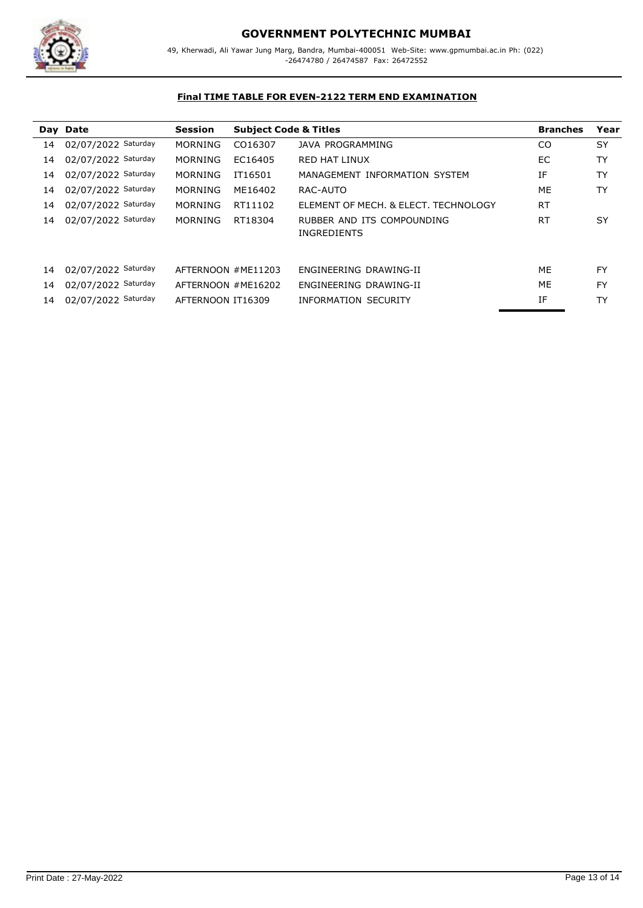# GOVERNMENT POLYTECHNIC MUMBAI

49, Kherwadi, Ali Yawar Jung Marg, Bandra, Mumbai-400051 Web-Site: www.gpmumbai.ac.in Ph: (022) -26474780 / 26474587 Fax: 26472552

**Final TIME TABLE FOR EVEN-2122 TERM END EXAMINATION**

| Day | Date | Session | Subject Code & Titles | | Branches | Year |
|---|---|---|---|---|---|---|
| 14 | 02/07/2022 Saturday | MORNING | CO16307 | JAVA PROGRAMMING | CO | SY |
| 14 | 02/07/2022 Saturday | MORNING | EC16405 | RED HAT LINUX | EC | TY |
| 14 | 02/07/2022 Saturday | MORNING | IT16501 | MANAGEMENT INFORMATION SYSTEM | IF | TY |
| 14 | 02/07/2022 Saturday | MORNING | ME16402 | RAC-AUTO | ME | TY |
| 14 | 02/07/2022 Saturday | MORNING | RT11102 | ELEMENT OF MECH. & ELECT. TECHNOLOGY | RT | |
| 14 | 02/07/2022 Saturday | MORNING | RT18304 | RUBBER AND ITS COMPOUNDING INGREDIENTS | RT | SY |
| 14 | 02/07/2022 Saturday | AFTERNOON | #ME11203 | ENGINEERING DRAWING-II | ME | FY |
| 14 | 02/07/2022 Saturday | AFTERNOON | #ME16202 | ENGINEERING DRAWING-II | ME | FY |
| 14 | 02/07/2022 Saturday | AFTERNOON | IT16309 | INFORMATION SECURITY | IF | TY |

Print Date : 27-May-2022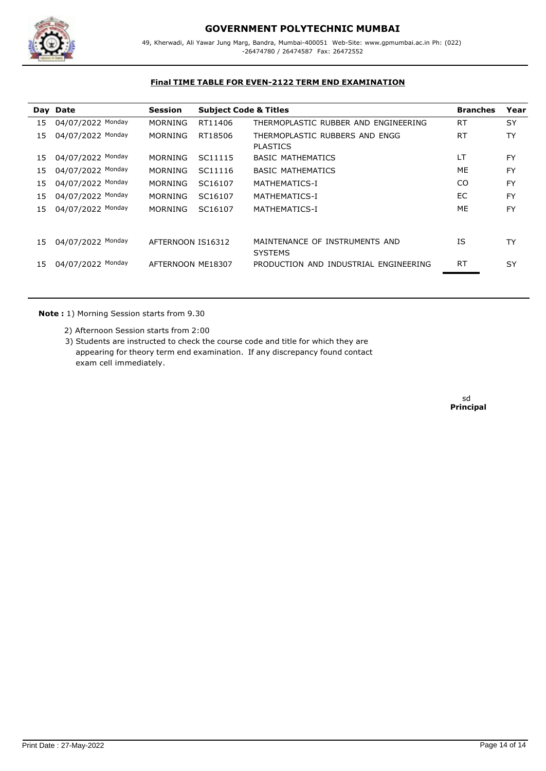# GOVERNMENT POLYTECHNIC MUMBAI

49, Kherwadi, Ali Yawar Jung Marg, Bandra, Mumbai-400051 Web-Site: www.gpmumbai.ac.in Ph: (022) -26474780 / 26474587 Fax: 26472552

## Final TIME TABLE FOR EVEN-2122 TERM END EXAMINATION

| Day | Date | Session | Subject Code & Titles | | Branches | Year |
|---|---|---|---|---|---|---|
| 15 | 04/07/2022 Monday | MORNING | RT11406 | THERMOPLASTIC RUBBER AND ENGINEERING | RT | SY |
| 15 | 04/07/2022 Monday | MORNING | RT18506 | THERMOPLASTIC RUBBERS AND ENGG PLASTICS | RT | TY |
| 15 | 04/07/2022 Monday | MORNING | SC11115 | BASIC MATHEMATICS | LT | FY |
| 15 | 04/07/2022 Monday | MORNING | SC11116 | BASIC MATHEMATICS | ME | FY |
| 15 | 04/07/2022 Monday | MORNING | SC16107 | MATHEMATICS-I | CO | FY |
| 15 | 04/07/2022 Monday | MORNING | SC16107 | MATHEMATICS-I | EC | FY |
| 15 | 04/07/2022 Monday | MORNING | SC16107 | MATHEMATICS-I | ME | FY |
| 15 | 04/07/2022 Monday | AFTERNOON | IS16312 | MAINTENANCE OF INSTRUMENTS AND SYSTEMS | IS | TY |
| 15 | 04/07/2022 Monday | AFTERNOON | ME18307 | PRODUCTION AND INDUSTRIAL ENGINEERING | RT | SY |

**Note :** 1) Morning Session starts from 9.30

2) Afternoon Session starts from 2:00

3) Students are instructed to check the course code and title for which they are appearing for theory term end examination. If any discrepancy found contact exam cell immediately.

sd
**Principal**

Print Date : 27-May-2022